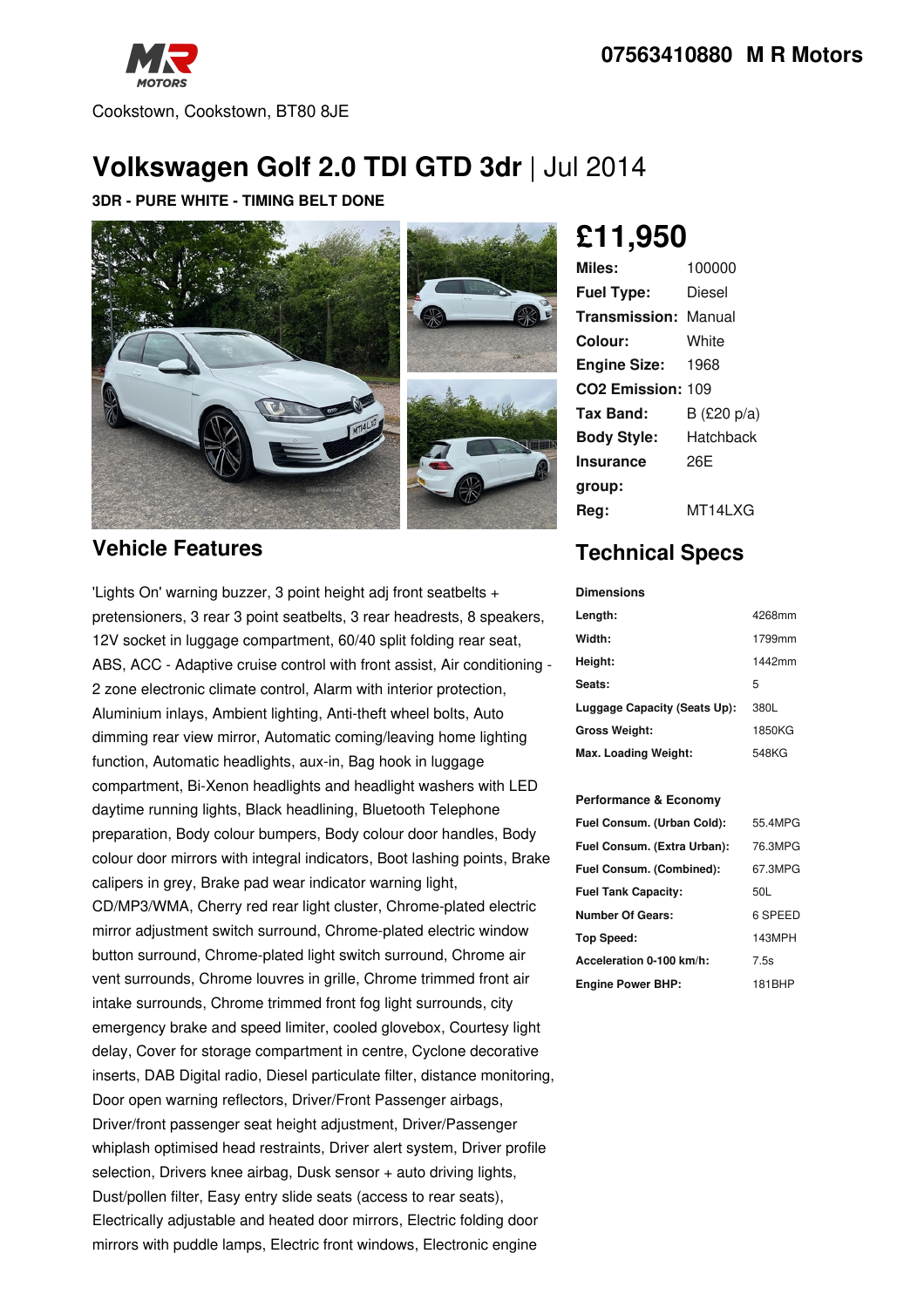# 07563410880 M R Motors

Cookstown, Cookstown, BT80 8JE

# Volkswagen Golf 2.0 TDI GTD 3dr | Jul 2014

**3DR - PURE WHITE - TIMING BELT DONE**

## £11,950

| | |
|---|---|
| **Miles:** | 100000 |
| **Fuel Type:** | Diesel |
| **Transmission:** | Manual |
| **Colour:** | White |
| **Engine Size:** | 1968 |
| **CO2 Emission:** | 109 |
| **Tax Band:** | B (£20 p/a) |
| **Body Style:** | Hatchback |
| **Insurance group:** | 26E |
| **Reg:** | MT14LXG |

## Vehicle Features

'Lights On' warning buzzer, 3 point height adj front seatbelts + pretensioners, 3 rear 3 point seatbelts, 3 rear headrests, 8 speakers, 12V socket in luggage compartment, 60/40 split folding rear seat, ABS, ACC - Adaptive cruise control with front assist, Air conditioning - 2 zone electronic climate control, Alarm with interior protection, Aluminium inlays, Ambient lighting, Anti-theft wheel bolts, Auto dimming rear view mirror, Automatic coming/leaving home lighting function, Automatic headlights, aux-in, Bag hook in luggage compartment, Bi-Xenon headlights and headlight washers with LED daytime running lights, Black headlining, Bluetooth Telephone preparation, Body colour bumpers, Body colour door handles, Body colour door mirrors with integral indicators, Boot lashing points, Brake calipers in grey, Brake pad wear indicator warning light, CD/MP3/WMA, Cherry red rear light cluster, Chrome-plated electric mirror adjustment switch surround, Chrome-plated electric window button surround, Chrome-plated light switch surround, Chrome air vent surrounds, Chrome louvres in grille, Chrome trimmed front air intake surrounds, Chrome trimmed front fog light surrounds, city emergency brake and speed limiter, cooled glovebox, Courtesy light delay, Cover for storage compartment in centre, Cyclone decorative inserts, DAB Digital radio, Diesel particulate filter, distance monitoring, Door open warning reflectors, Driver/Front Passenger airbags, Driver/front passenger seat height adjustment, Driver/Passenger whiplash optimised head restraints, Driver alert system, Driver profile selection, Drivers knee airbag, Dusk sensor + auto driving lights, Dust/pollen filter, Easy entry slide seats (access to rear seats), Electrically adjustable and heated door mirrors, Electric folding door mirrors with puddle lamps, Electric front windows, Electronic engine

## Technical Specs

**Dimensions**

| | |
|---|---|
| **Length:** | 4268mm |
| **Width:** | 1799mm |
| **Height:** | 1442mm |
| **Seats:** | 5 |
| **Luggage Capacity (Seats Up):** | 380L |
| **Gross Weight:** | 1850KG |
| **Max. Loading Weight:** | 548KG |

**Performance & Economy**

| | |
|---|---|
| **Fuel Consum. (Urban Cold):** | 55.4MPG |
| **Fuel Consum. (Extra Urban):** | 76.3MPG |
| **Fuel Consum. (Combined):** | 67.3MPG |
| **Fuel Tank Capacity:** | 50L |
| **Number Of Gears:** | 6 SPEED |
| **Top Speed:** | 143MPH |
| **Acceleration 0-100 km/h:** | 7.5s |
| **Engine Power BHP:** | 181BHP |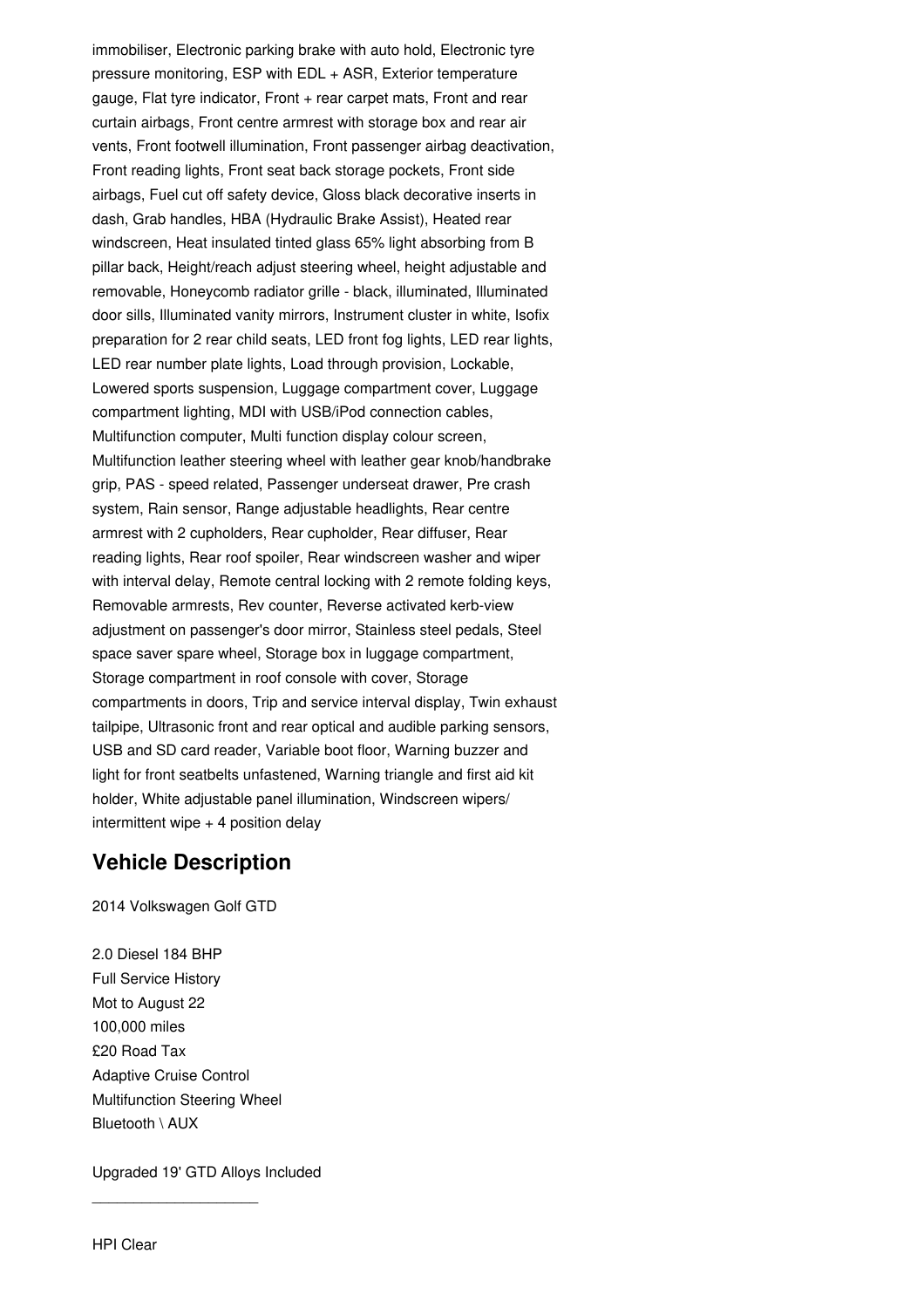immobiliser, Electronic parking brake with auto hold, Electronic tyre pressure monitoring, ESP with EDL + ASR, Exterior temperature gauge, Flat tyre indicator, Front + rear carpet mats, Front and rear curtain airbags, Front centre armrest with storage box and rear air vents, Front footwell illumination, Front passenger airbag deactivation, Front reading lights, Front seat back storage pockets, Front side airbags, Fuel cut off safety device, Gloss black decorative inserts in dash, Grab handles, HBA (Hydraulic Brake Assist), Heated rear windscreen, Heat insulated tinted glass 65% light absorbing from B pillar back, Height/reach adjust steering wheel, height adjustable and removable, Honeycomb radiator grille - black, illuminated, Illuminated door sills, Illuminated vanity mirrors, Instrument cluster in white, Isofix preparation for 2 rear child seats, LED front fog lights, LED rear lights, LED rear number plate lights, Load through provision, Lockable, Lowered sports suspension, Luggage compartment cover, Luggage compartment lighting, MDI with USB/iPod connection cables, Multifunction computer, Multi function display colour screen, Multifunction leather steering wheel with leather gear knob/handbrake grip, PAS - speed related, Passenger underseat drawer, Pre crash system, Rain sensor, Range adjustable headlights, Rear centre armrest with 2 cupholders, Rear cupholder, Rear diffuser, Rear reading lights, Rear roof spoiler, Rear windscreen washer and wiper with interval delay, Remote central locking with 2 remote folding keys, Removable armrests, Rev counter, Reverse activated kerb-view adjustment on passenger's door mirror, Stainless steel pedals, Steel space saver spare wheel, Storage box in luggage compartment, Storage compartment in roof console with cover, Storage compartments in doors, Trip and service interval display, Twin exhaust tailpipe, Ultrasonic front and rear optical and audible parking sensors, USB and SD card reader, Variable boot floor, Warning buzzer and light for front seatbelts unfastened, Warning triangle and first aid kit holder, White adjustable panel illumination, Windscreen wipers/ intermittent wipe + 4 position delay

## Vehicle Description

2014 Volkswagen Golf GTD

2.0 Diesel 184 BHP
Full Service History
Mot to August 22
100,000 miles
£20 Road Tax
Adaptive Cruise Control
Multifunction Steering Wheel
Bluetooth \ AUX

Upgraded 19' GTD Alloys Included

\_\_\_\_\_\_\_\_\_\_\_\_\_\_\_\_\_\_\_\_

HPI Clear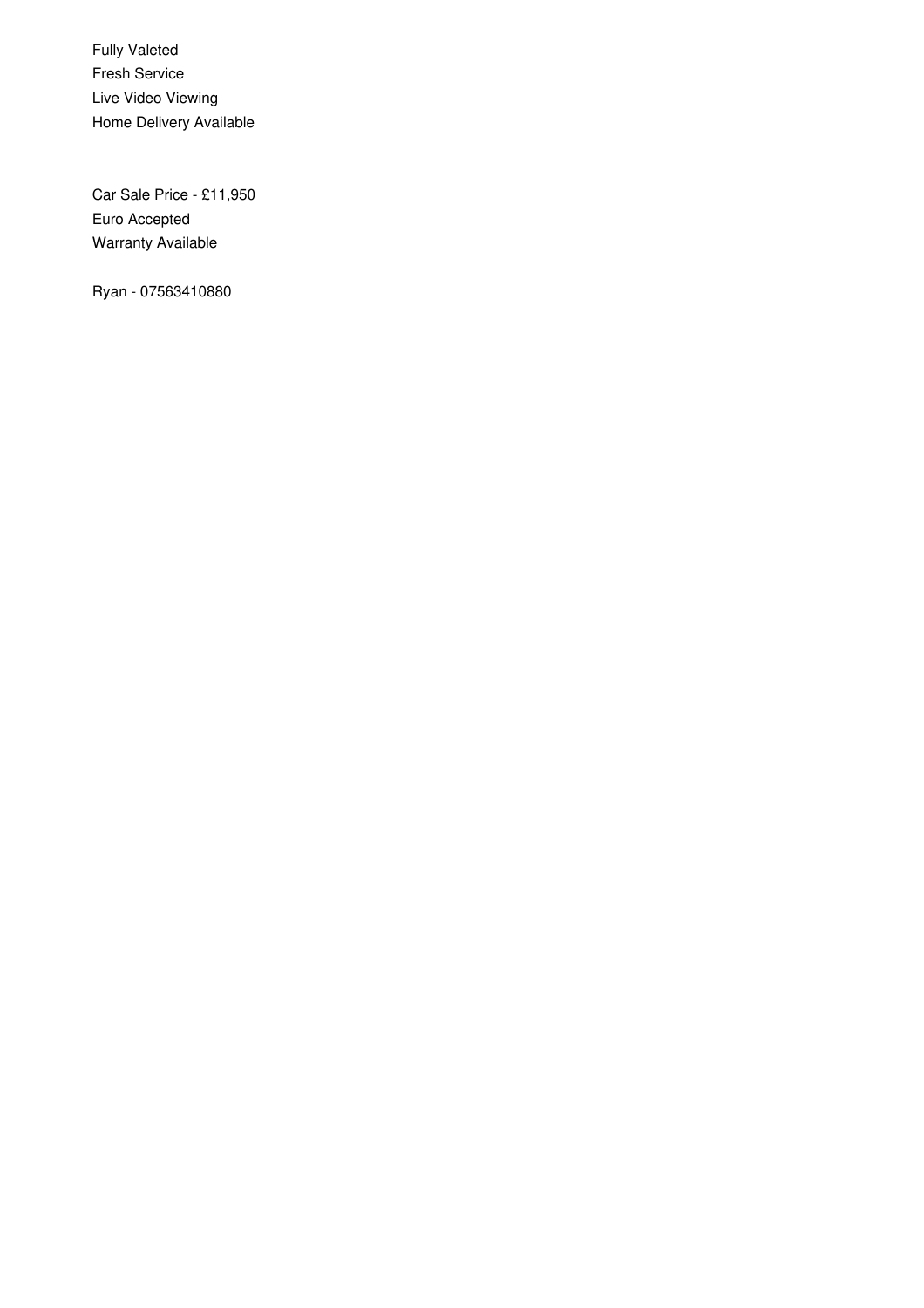Fully Valeted
Fresh Service
Live Video Viewing
Home Delivery Available

---

Car Sale Price - £11,950
Euro Accepted
Warranty Available

Ryan - 07563410880